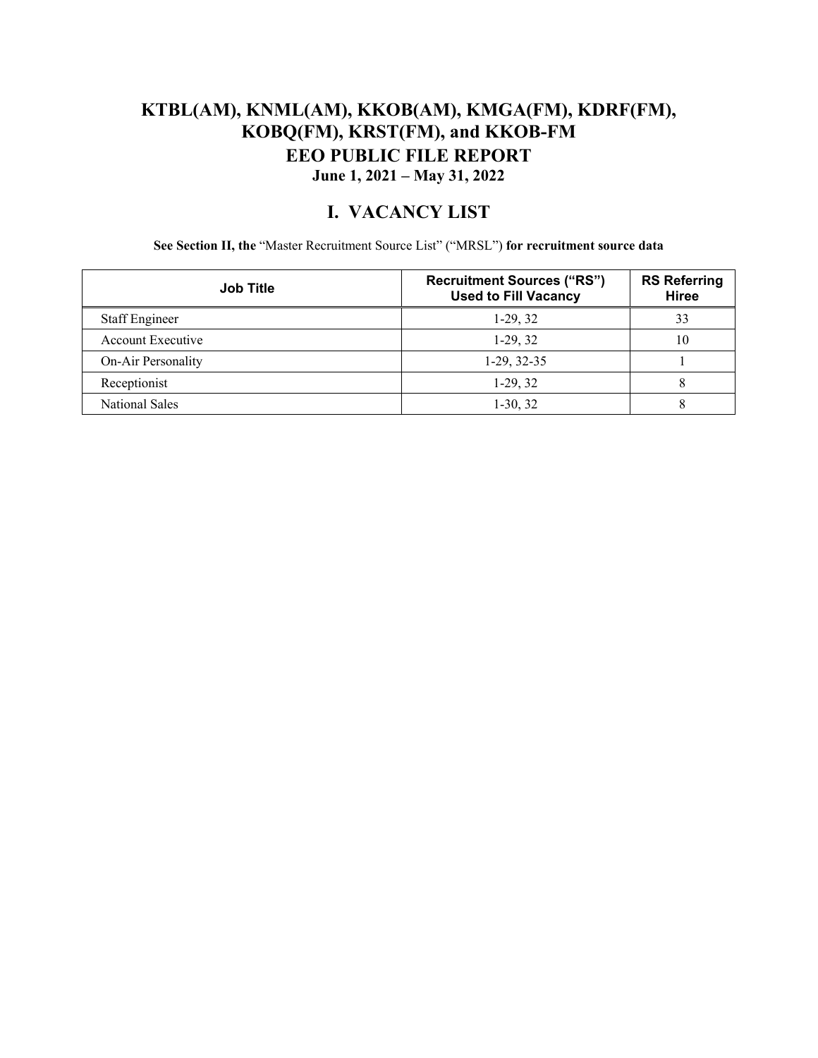# KTBL(AM), KNML(AM), KKOB(AM), KMGA(FM), KDRF(FM), KOBQ(FM), KRST(FM), and KKOB-FM

## EEO PUBLIC FILE REPORT

**June 1, 2021 – May 31, 2022**

## I. VACANCY LIST

**See Section II, the** "Master Recruitment Source List" ("MRSL") **for recruitment source data**

| Job Title | Recruitment Sources ("RS") Used to Fill Vacancy | RS Referring Hiree |
|---|---|---|
| Staff Engineer | 1-29, 32 | 33 |
| Account Executive | 1-29, 32 | 10 |
| On-Air Personality | 1-29, 32-35 | 1 |
| Receptionist | 1-29, 32 | 8 |
| National Sales | 1-30, 32 | 8 |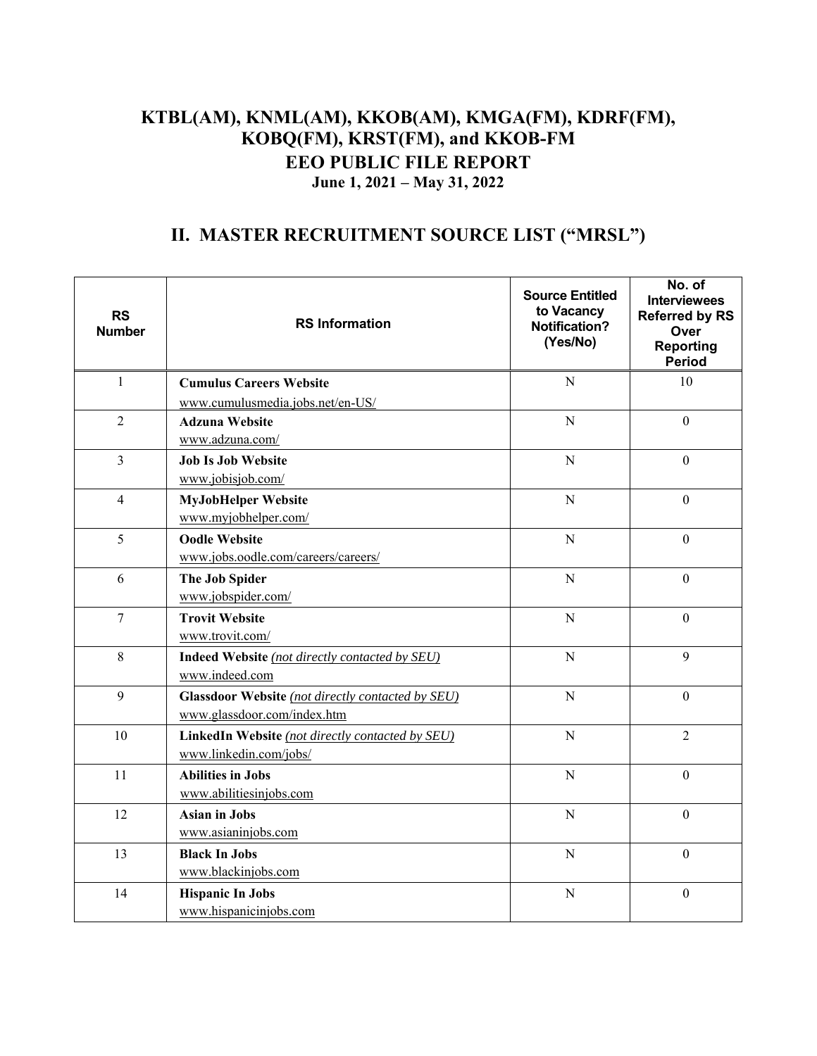# KTBL(AM), KNML(AM), KKOB(AM), KMGA(FM), KDRF(FM), KOBQ(FM), KRST(FM), and KKOB-FM

## EEO PUBLIC FILE REPORT

**June 1, 2021 – May 31, 2022**

## II. MASTER RECRUITMENT SOURCE LIST ("MRSL")

| RS Number | RS Information | Source Entitled to Vacancy Notification? (Yes/No) | No. of Interviewees Referred by RS Over Reporting Period |
|---|---|---|---|
| 1 | **Cumulus Careers Website**<br>www.cumulusmedia.jobs.net/en-US/ | N | 10 |
| 2 | **Adzuna Website**<br>www.adzuna.com/ | N | 0 |
| 3 | **Job Is Job Website**<br>www.jobisjob.com/ | N | 0 |
| 4 | **MyJobHelper Website**<br>www.myjobhelper.com/ | N | 0 |
| 5 | **Oodle Website**<br>www.jobs.oodle.com/careers/careers/ | N | 0 |
| 6 | **The Job Spider**<br>www.jobspider.com/ | N | 0 |
| 7 | **Trovit Website**<br>www.trovit.com/ | N | 0 |
| 8 | **Indeed Website** *(not directly contacted by SEU)*<br>www.indeed.com | N | 9 |
| 9 | **Glassdoor Website** *(not directly contacted by SEU)*<br>www.glassdoor.com/index.htm | N | 0 |
| 10 | **LinkedIn Website** *(not directly contacted by SEU)*<br>www.linkedin.com/jobs/ | N | 2 |
| 11 | **Abilities in Jobs**<br>www.abilitiesinjobs.com | N | 0 |
| 12 | **Asian in Jobs**<br>www.asianinjobs.com | N | 0 |
| 13 | **Black In Jobs**<br>www.blackinjobs.com | N | 0 |
| 14 | **Hispanic In Jobs**<br>www.hispanicinjobs.com | N | 0 |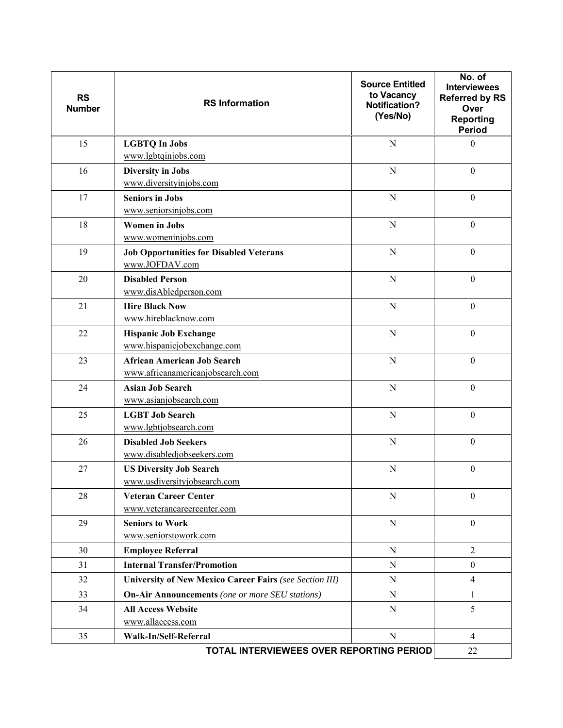| RS Number | RS Information | Source Entitled to Vacancy Notification? (Yes/No) | No. of Interviewees Referred by RS Over Reporting Period |
|---|---|---|---|
| 15 | **LGBTQ In Jobs**<br>www.lgbtqinjobs.com | N | 0 |
| 16 | **Diversity in Jobs**<br>www.diversityinjobs.com | N | 0 |
| 17 | **Seniors in Jobs**<br>www.seniorsinjobs.com | N | 0 |
| 18 | **Women in Jobs**<br>www.womeninjobs.com | N | 0 |
| 19 | **Job Opportunities for Disabled Veterans**<br>www.JOFDAV.com | N | 0 |
| 20 | **Disabled Person**<br>www.disAbledperson.com | N | 0 |
| 21 | **Hire Black Now**<br>www.hireblacknow.com | N | 0 |
| 22 | **Hispanic Job Exchange**<br>www.hispanicjobexchange.com | N | 0 |
| 23 | **African American Job Search**<br>www.africanamericanjobsearch.com | N | 0 |
| 24 | **Asian Job Search**<br>www.asianjobsearch.com | N | 0 |
| 25 | **LGBT Job Search**<br>www.lgbtjobsearch.com | N | 0 |
| 26 | **Disabled Job Seekers**<br>www.disabledjobseekers.com | N | 0 |
| 27 | **US Diversity Job Search**<br>www.usdiversityjobsearch.com | N | 0 |
| 28 | **Veteran Career Center**<br>www.veterancareercenter.com | N | 0 |
| 29 | **Seniors to Work**<br>www.seniorstowork.com | N | 0 |
| 30 | **Employee Referral** | N | 2 |
| 31 | **Internal Transfer/Promotion** | N | 0 |
| 32 | **University of New Mexico Career Fairs** *(see Section III)* | N | 4 |
| 33 | **On-Air Announcements** *(one or more SEU stations)* | N | 1 |
| 34 | **All Access Website**<br>www.allaccess.com | N | 5 |
| 35 | **Walk-In/Self-Referral** | N | 4 |
| | | **TOTAL INTERVIEWEES OVER REPORTING PERIOD** | 22 |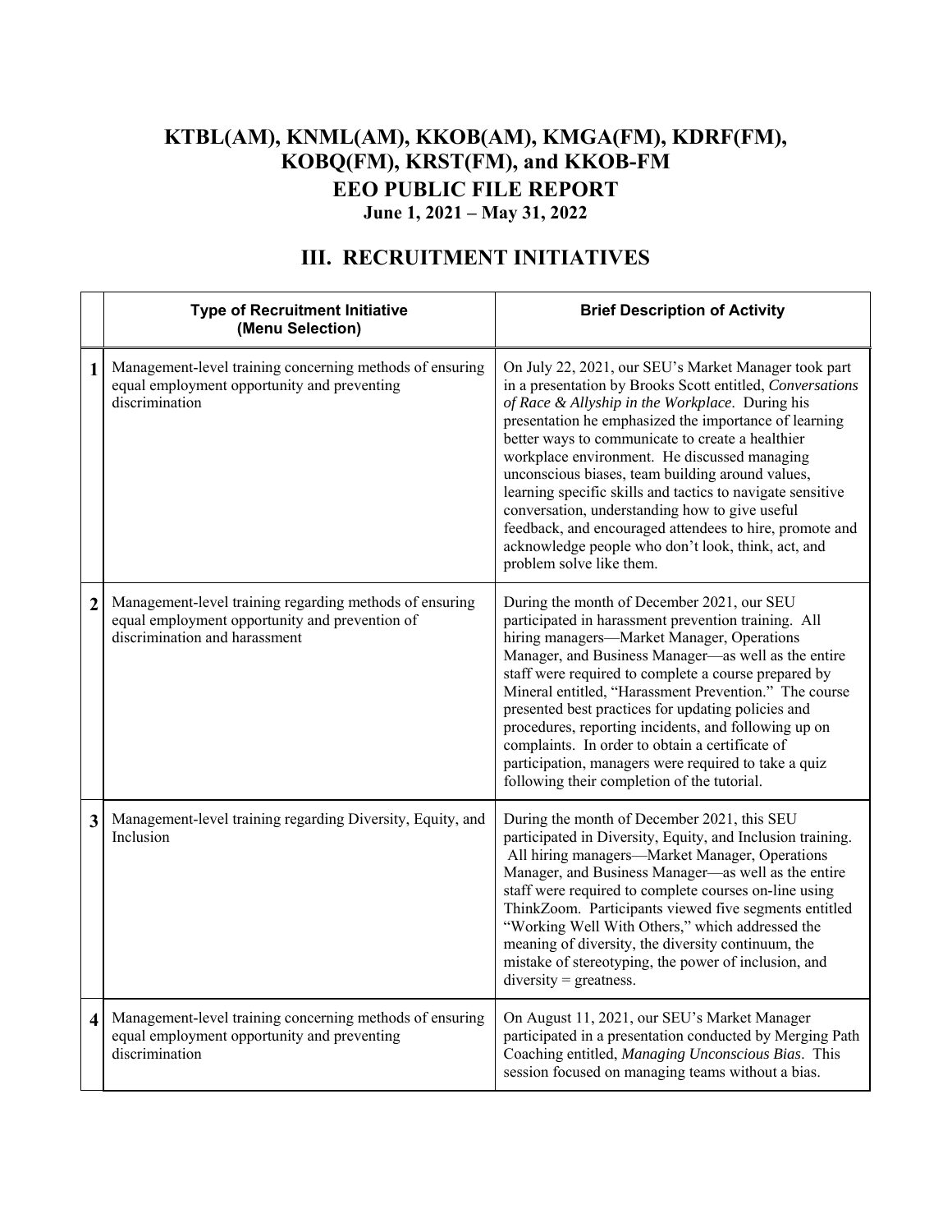# KTBL(AM), KNML(AM), KKOB(AM), KMGA(FM), KDRF(FM), KOBQ(FM), KRST(FM), and KKOB-FM

## EEO PUBLIC FILE REPORT

### June 1, 2021 – May 31, 2022

## III. RECRUITMENT INITIATIVES

| | **Type of Recruitment Initiative (Menu Selection)** | **Brief Description of Activity** |
|---|---|---|
| **1** | Management-level training concerning methods of ensuring equal employment opportunity and preventing discrimination | On July 22, 2021, our SEU's Market Manager took part in a presentation by Brooks Scott entitled, *Conversations of Race & Allyship in the Workplace*. During his presentation he emphasized the importance of learning better ways to communicate to create a healthier workplace environment. He discussed managing unconscious biases, team building around values, learning specific skills and tactics to navigate sensitive conversation, understanding how to give useful feedback, and encouraged attendees to hire, promote and acknowledge people who don't look, think, act, and problem solve like them. |
| **2** | Management-level training regarding methods of ensuring equal employment opportunity and prevention of discrimination and harassment | During the month of December 2021, our SEU participated in harassment prevention training. All hiring managers—Market Manager, Operations Manager, and Business Manager—as well as the entire staff were required to complete a course prepared by Mineral entitled, "Harassment Prevention." The course presented best practices for updating policies and procedures, reporting incidents, and following up on complaints. In order to obtain a certificate of participation, managers were required to take a quiz following their completion of the tutorial. |
| **3** | Management-level training regarding Diversity, Equity, and Inclusion | During the month of December 2021, this SEU participated in Diversity, Equity, and Inclusion training. All hiring managers—Market Manager, Operations Manager, and Business Manager—as well as the entire staff were required to complete courses on-line using ThinkZoom. Participants viewed five segments entitled "Working Well With Others," which addressed the meaning of diversity, the diversity continuum, the mistake of stereotyping, the power of inclusion, and diversity = greatness. |
| **4** | Management-level training concerning methods of ensuring equal employment opportunity and preventing discrimination | On August 11, 2021, our SEU's Market Manager participated in a presentation conducted by Merging Path Coaching entitled, *Managing Unconscious Bias*. This session focused on managing teams without a bias. |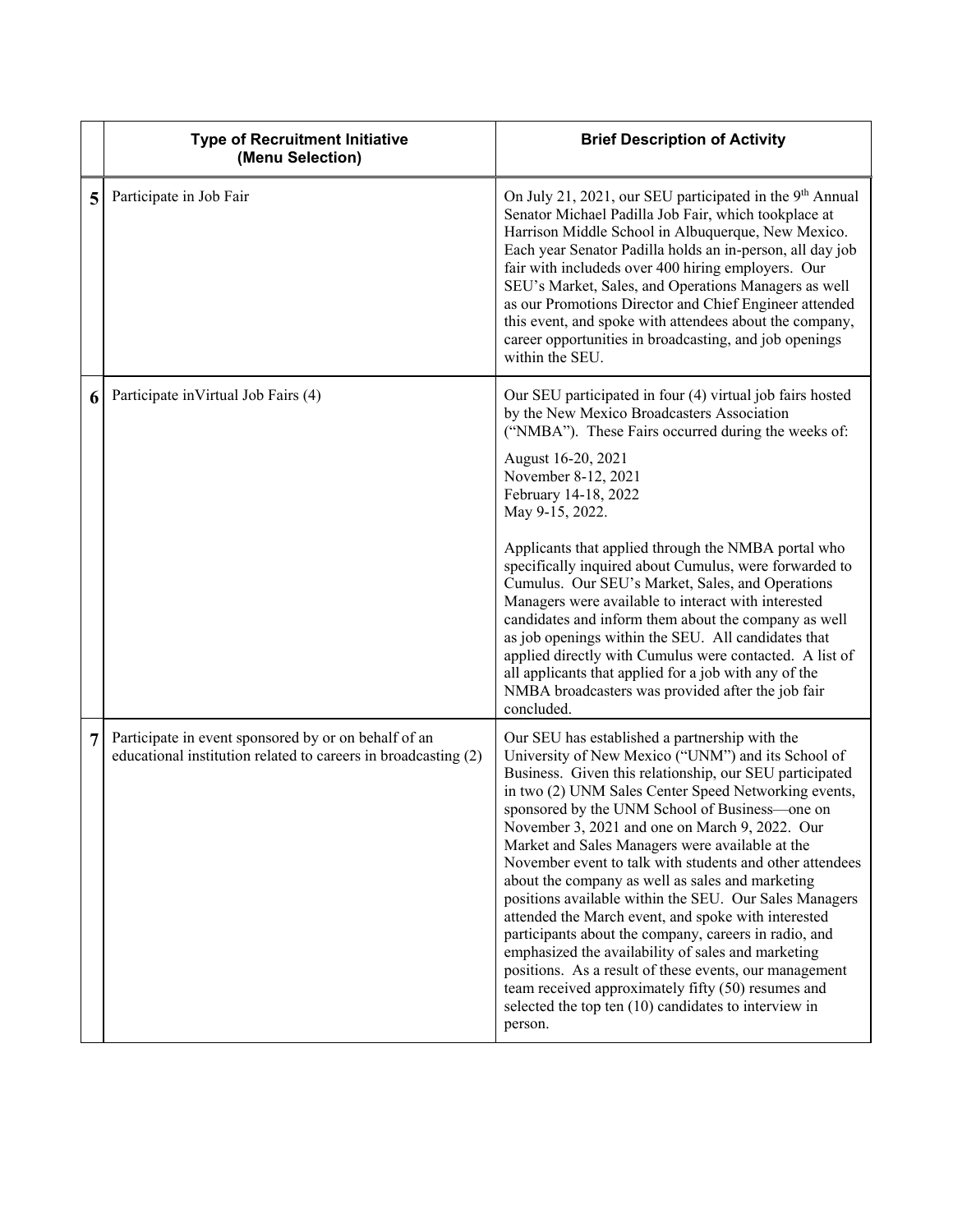| | Type of Recruitment Initiative (Menu Selection) | Brief Description of Activity |
|---|---|---|
| 5 | Participate in Job Fair | On July 21, 2021, our SEU participated in the 9th Annual Senator Michael Padilla Job Fair, which tookplace at Harrison Middle School in Albuquerque, New Mexico. Each year Senator Padilla holds an in-person, all day job fair with includeds over 400 hiring employers. Our SEU's Market, Sales, and Operations Managers as well as our Promotions Director and Chief Engineer attended this event, and spoke with attendees about the company, career opportunities in broadcasting, and job openings within the SEU. |
| 6 | Participate inVirtual Job Fairs (4) | Our SEU participated in four (4) virtual job fairs hosted by the New Mexico Broadcasters Association ("NMBA"). These Fairs occurred during the weeks of:<br><br>August 16-20, 2021<br>November 8-12, 2021<br>February 14-18, 2022<br>May 9-15, 2022.<br><br>Applicants that applied through the NMBA portal who specifically inquired about Cumulus, were forwarded to Cumulus. Our SEU's Market, Sales, and Operations Managers were available to interact with interested candidates and inform them about the company as well as job openings within the SEU. All candidates that applied directly with Cumulus were contacted. A list of all applicants that applied for a job with any of the NMBA broadcasters was provided after the job fair concluded. |
| 7 | Participate in event sponsored by or on behalf of an educational institution related to careers in broadcasting (2) | Our SEU has established a partnership with the University of New Mexico ("UNM") and its School of Business. Given this relationship, our SEU participated in two (2) UNM Sales Center Speed Networking events, sponsored by the UNM School of Business—one on November 3, 2021 and one on March 9, 2022. Our Market and Sales Managers were available at the November event to talk with students and other attendees about the company as well as sales and marketing positions available within the SEU. Our Sales Managers attended the March event, and spoke with interested participants about the company, careers in radio, and emphasized the availability of sales and marketing positions. As a result of these events, our management team received approximately fifty (50) resumes and selected the top ten (10) candidates to interview in person. |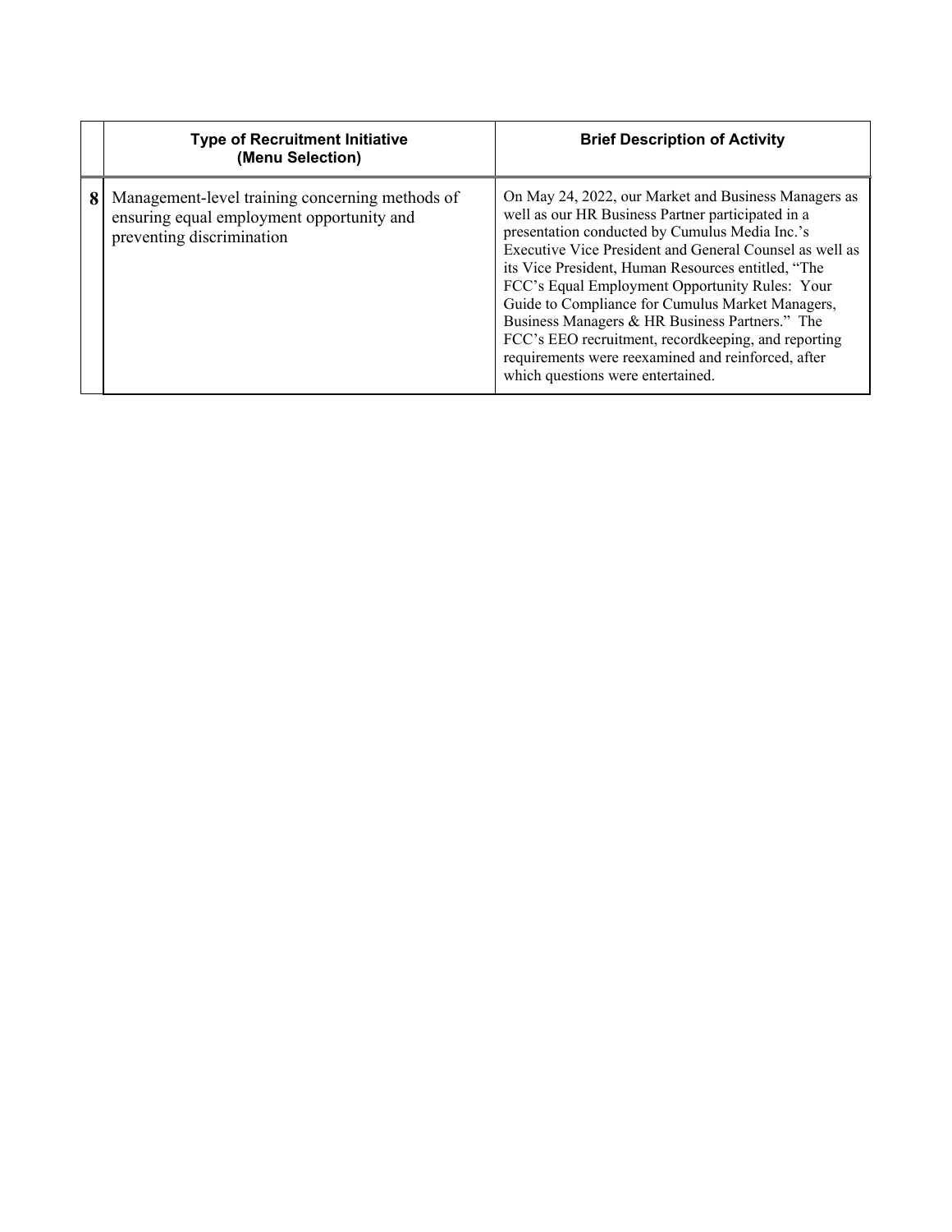| | Type of Recruitment Initiative (Menu Selection) | Brief Description of Activity |
|---|---|---|
| 8 | Management-level training concerning methods of ensuring equal employment opportunity and preventing discrimination | On May 24, 2022, our Market and Business Managers as well as our HR Business Partner participated in a presentation conducted by Cumulus Media Inc.'s Executive Vice President and General Counsel as well as its Vice President, Human Resources entitled, "The FCC's Equal Employment Opportunity Rules: Your Guide to Compliance for Cumulus Market Managers, Business Managers & HR Business Partners." The FCC's EEO recruitment, recordkeeping, and reporting requirements were reexamined and reinforced, after which questions were entertained. |